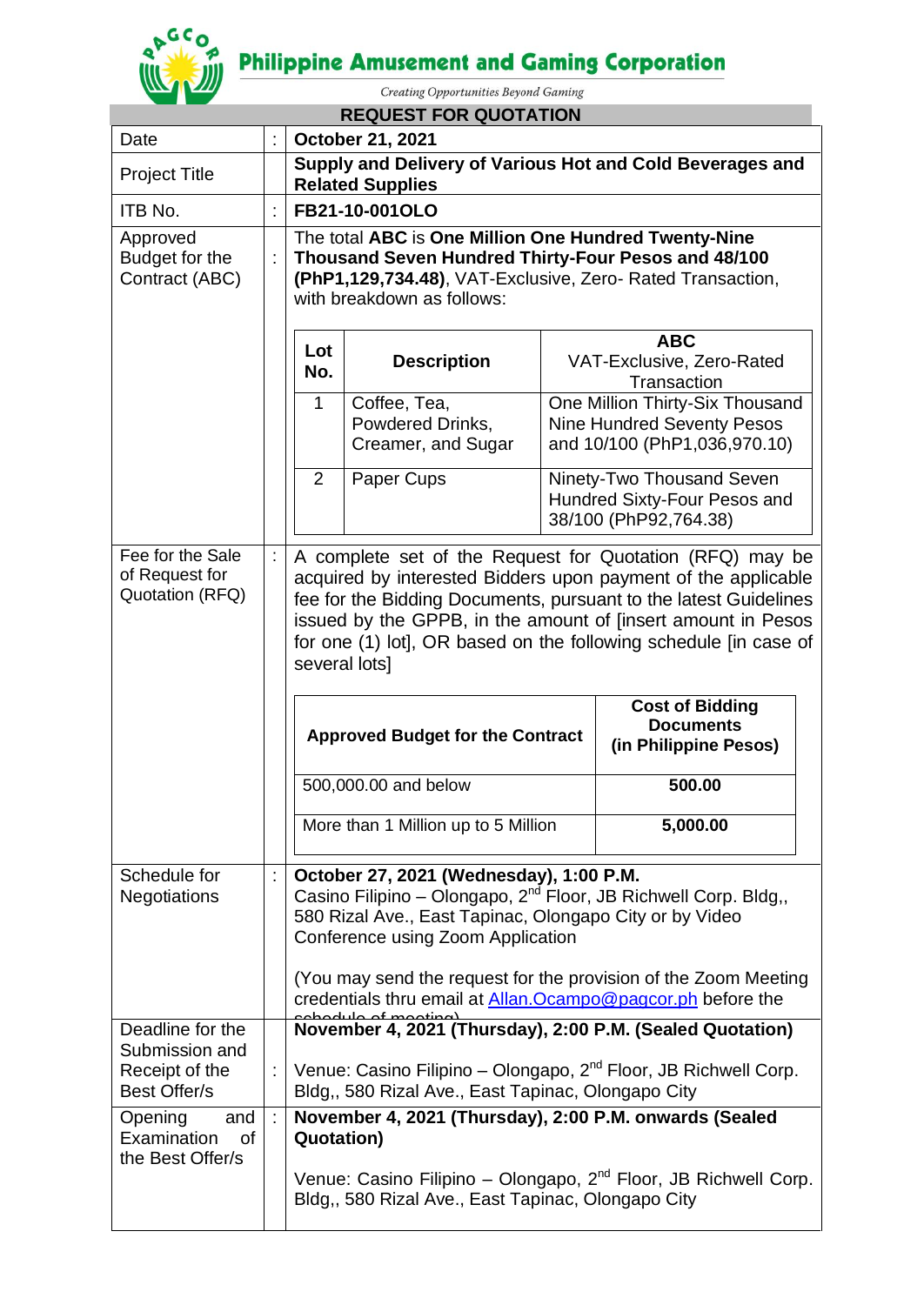# Philippine Amusement and Gaming Corporation

*Creating Opportunities Beyond Gaming*

## REQUEST FOR QUOTATION

| | | |
|---|---|---|
| Date | : | **October 21, 2021** |
| Project Title | | **Supply and Delivery of Various Hot and Cold Beverages and Related Supplies** |
| ITB No. | : | **FB21-10-001OLO** |
| Approved Budget for the Contract (ABC) | : | The total **ABC** is **One Million One Hundred Twenty-Nine Thousand Seven Hundred Thirty-Four Pesos and 48/100 (PhP1,129,734.48)**, VAT-Exclusive, Zero- Rated Transaction, with breakdown as follows: |

| Lot No. | Description | ABC VAT-Exclusive, Zero-Rated Transaction |
|---|---|---|
| 1 | Coffee, Tea, Powdered Drinks, Creamer, and Sugar | One Million Thirty-Six Thousand Nine Hundred Seventy Pesos and 10/100 (PhP1,036,970.10) |
| 2 | Paper Cups | Ninety-Two Thousand Seven Hundred Sixty-Four Pesos and 38/100 (PhP92,764.38) |

| | | |
|---|---|---|
| Fee for the Sale of Request for Quotation (RFQ) | : | A complete set of the Request for Quotation (RFQ) may be acquired by interested Bidders upon payment of the applicable fee for the Bidding Documents, pursuant to the latest Guidelines issued by the GPPB, in the amount of [insert amount in Pesos for one (1) lot], OR based on the following schedule [in case of several lots] |

| Approved Budget for the Contract | Cost of Bidding Documents (in Philippine Pesos) |
|---|---|
| 500,000.00 and below | 500.00 |
| More than 1 Million up to 5 Million | 5,000.00 |

| | | |
|---|---|---|
| Schedule for Negotiations | : | **October 27, 2021 (Wednesday), 1:00 P.M.** Casino Filipino – Olongapo, 2nd Floor, JB Richwell Corp. Bldg,, 580 Rizal Ave., East Tapinac, Olongapo City or by Video Conference using Zoom Application<br><br>(You may send the request for the provision of the Zoom Meeting credentials thru email at Allan.Ocampo@pagcor.ph before the schedule of meeting) |
| Deadline for the Submission and Receipt of the Best Offer/s | : | **November 4, 2021 (Thursday), 2:00 P.M. (Sealed Quotation)**<br><br>Venue: Casino Filipino – Olongapo, 2nd Floor, JB Richwell Corp. Bldg,, 580 Rizal Ave., East Tapinac, Olongapo City |
| Opening and Examination of the Best Offer/s | : | **November 4, 2021 (Thursday), 2:00 P.M. onwards (Sealed Quotation)**<br><br>Venue: Casino Filipino – Olongapo, 2nd Floor, JB Richwell Corp. Bldg,, 580 Rizal Ave., East Tapinac, Olongapo City |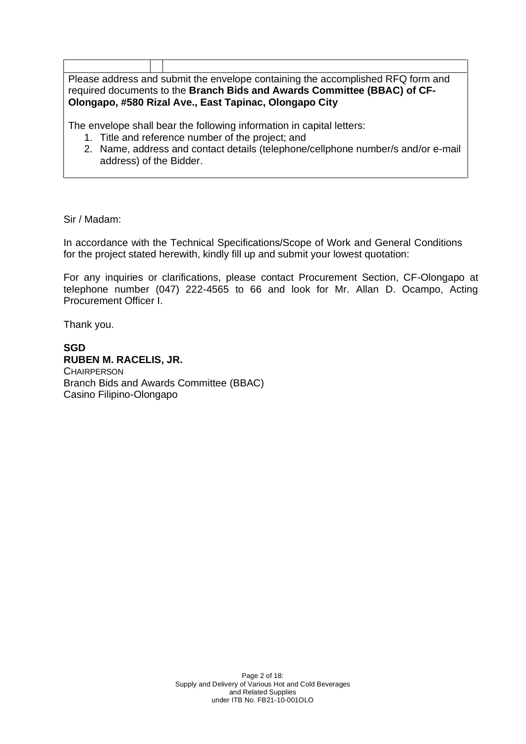| | | |
|---|---|---|
| | | |

Please address and submit the envelope containing the accomplished RFQ form and required documents to the **Branch Bids and Awards Committee (BBAC) of CF-Olongapo, #580 Rizal Ave., East Tapinac, Olongapo City**

The envelope shall bear the following information in capital letters:

1. Title and reference number of the project; and
2. Name, address and contact details (telephone/cellphone number/s and/or e-mail address) of the Bidder.

Sir / Madam:

In accordance with the Technical Specifications/Scope of Work and General Conditions for the project stated herewith, kindly fill up and submit your lowest quotation:

For any inquiries or clarifications, please contact Procurement Section, CF-Olongapo at telephone number (047) 222-4565 to 66 and look for Mr. Allan D. Ocampo, Acting Procurement Officer I.

Thank you.

**SGD**
**RUBEN M. RACELIS, JR.**
CHAIRPERSON
Branch Bids and Awards Committee (BBAC)
Casino Filipino-Olongapo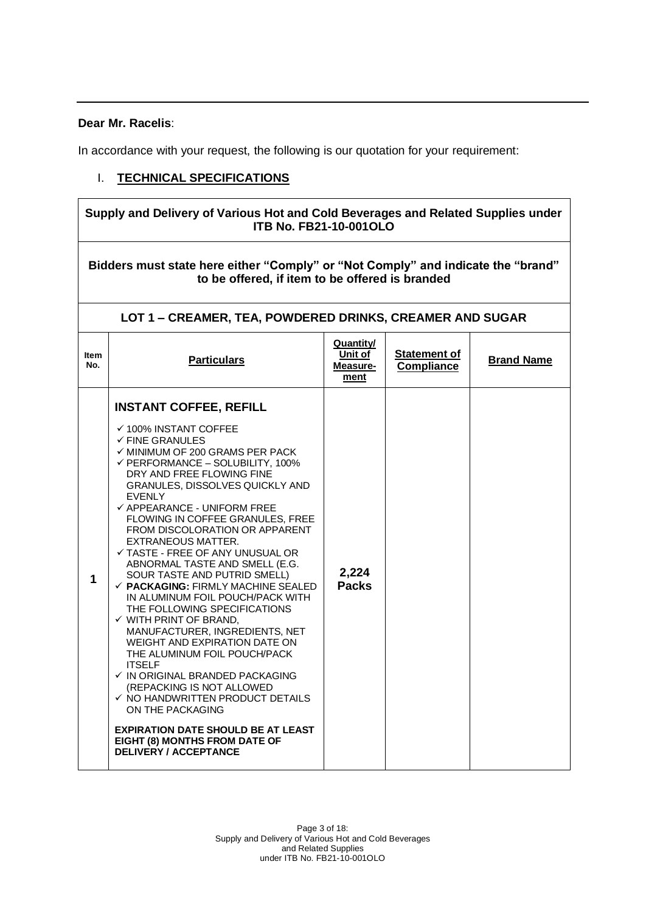**Dear Mr. Racelis**:

In accordance with your request, the following is our quotation for your requirement:

I. **TECHNICAL SPECIFICATIONS**

| **Supply and Delivery of Various Hot and Cold Beverages and Related Supplies under ITB No. FB21-10-001OLO** | | | | |
|---|---|---|---|---|
| **Bidders must state here either "Comply" or "Not Comply" and indicate the "brand" to be offered, if item to be offered is branded** | | | | |
| **LOT 1 – CREAMER, TEA, POWDERED DRINKS, CREAMER AND SUGAR** | | | | |
| **Item No.** | **Particulars** | **Quantity/ Unit of Measure-ment** | **Statement of Compliance** | **Brand Name** |
| **1** | **INSTANT COFFEE, REFILL**<br>✓ 100% INSTANT COFFEE<br>✓ FINE GRANULES<br>✓ MINIMUM OF 200 GRAMS PER PACK<br>✓ PERFORMANCE – SOLUBILITY, 100% DRY AND FREE FLOWING FINE GRANULES, DISSOLVES QUICKLY AND EVENLY<br>✓ APPEARANCE - UNIFORM FREE FLOWING IN COFFEE GRANULES, FREE FROM DISCOLORATION OR APPARENT EXTRANEOUS MATTER.<br>✓ TASTE - FREE OF ANY UNUSUAL OR ABNORMAL TASTE AND SMELL (E.G. SOUR TASTE AND PUTRID SMELL)<br>✓ **PACKAGING:** FIRMLY MACHINE SEALED IN ALUMINUM FOIL POUCH/PACK WITH THE FOLLOWING SPECIFICATIONS<br>✓ WITH PRINT OF BRAND, MANUFACTURER, INGREDIENTS, NET WEIGHT AND EXPIRATION DATE ON THE ALUMINUM FOIL POUCH/PACK ITSELF<br>✓ IN ORIGINAL BRANDED PACKAGING (REPACKING IS NOT ALLOWED<br>✓ NO HANDWRITTEN PRODUCT DETAILS ON THE PACKAGING<br><br>**EXPIRATION DATE SHOULD BE AT LEAST EIGHT (8) MONTHS FROM DATE OF DELIVERY / ACCEPTANCE** | **2,224 Packs** | | |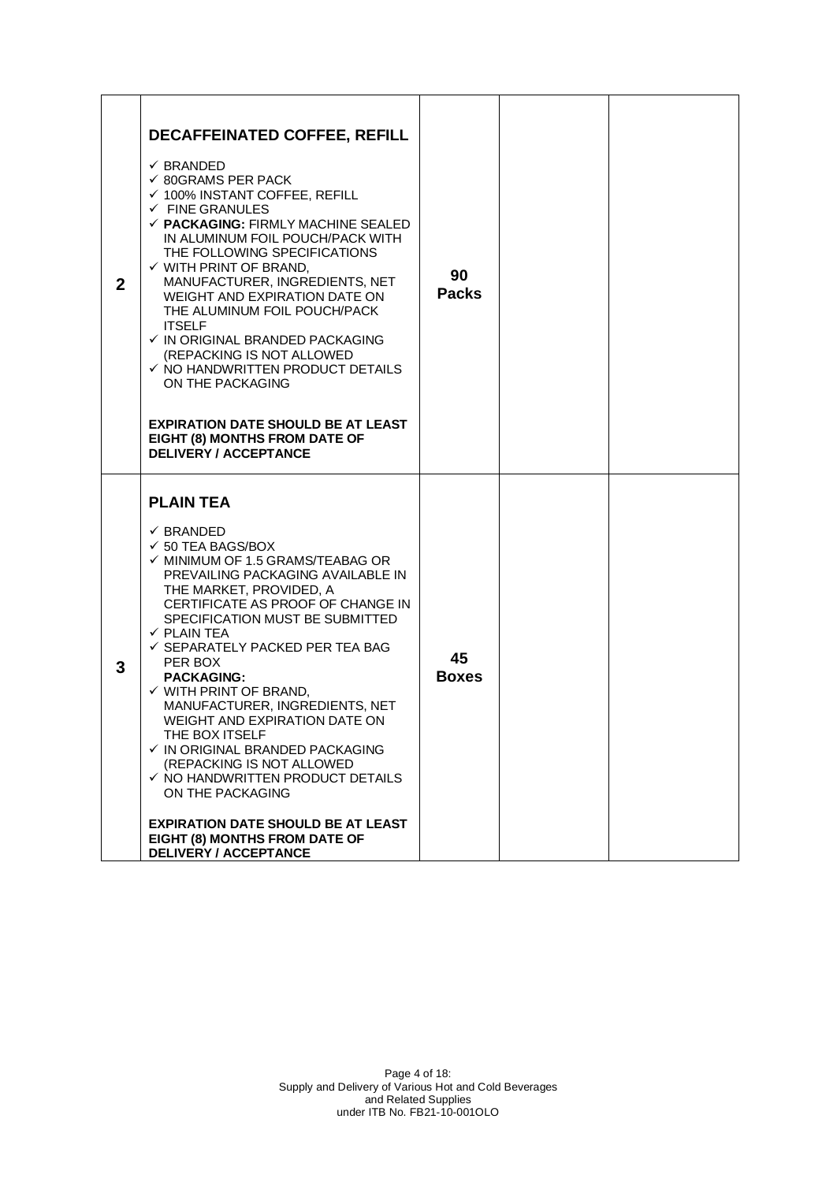| | | | | |
|---|---|---|---|---|
| 2 | **DECAFFEINATED COFFEE, REFILL**<br><br>✓ BRANDED<br>✓ 80GRAMS PER PACK<br>✓ 100% INSTANT COFFEE, REFILL<br>✓ FINE GRANULES<br>✓ **PACKAGING:** FIRMLY MACHINE SEALED IN ALUMINUM FOIL POUCH/PACK WITH THE FOLLOWING SPECIFICATIONS<br>✓ WITH PRINT OF BRAND, MANUFACTURER, INGREDIENTS, NET WEIGHT AND EXPIRATION DATE ON THE ALUMINUM FOIL POUCH/PACK ITSELF<br>✓ IN ORIGINAL BRANDED PACKAGING (REPACKING IS NOT ALLOWED<br>✓ NO HANDWRITTEN PRODUCT DETAILS ON THE PACKAGING<br><br>**EXPIRATION DATE SHOULD BE AT LEAST EIGHT (8) MONTHS FROM DATE OF DELIVERY / ACCEPTANCE** | **90 Packs** | | |
| 3 | **PLAIN TEA**<br><br>✓ BRANDED<br>✓ 50 TEA BAGS/BOX<br>✓ MINIMUM OF 1.5 GRAMS/TEABAG OR PREVAILING PACKAGING AVAILABLE IN THE MARKET, PROVIDED, A CERTIFICATE AS PROOF OF CHANGE IN SPECIFICATION MUST BE SUBMITTED<br>✓ PLAIN TEA<br>✓ SEPARATELY PACKED PER TEA BAG PER BOX<br>**PACKAGING:**<br>✓ WITH PRINT OF BRAND, MANUFACTURER, INGREDIENTS, NET WEIGHT AND EXPIRATION DATE ON THE BOX ITSELF<br>✓ IN ORIGINAL BRANDED PACKAGING (REPACKING IS NOT ALLOWED<br>✓ NO HANDWRITTEN PRODUCT DETAILS ON THE PACKAGING<br><br>**EXPIRATION DATE SHOULD BE AT LEAST EIGHT (8) MONTHS FROM DATE OF DELIVERY / ACCEPTANCE** | **45 Boxes** | | |

Supply and Delivery of Various Hot and Cold Beverages and Related Supplies under ITB No. FB21-10-001OLO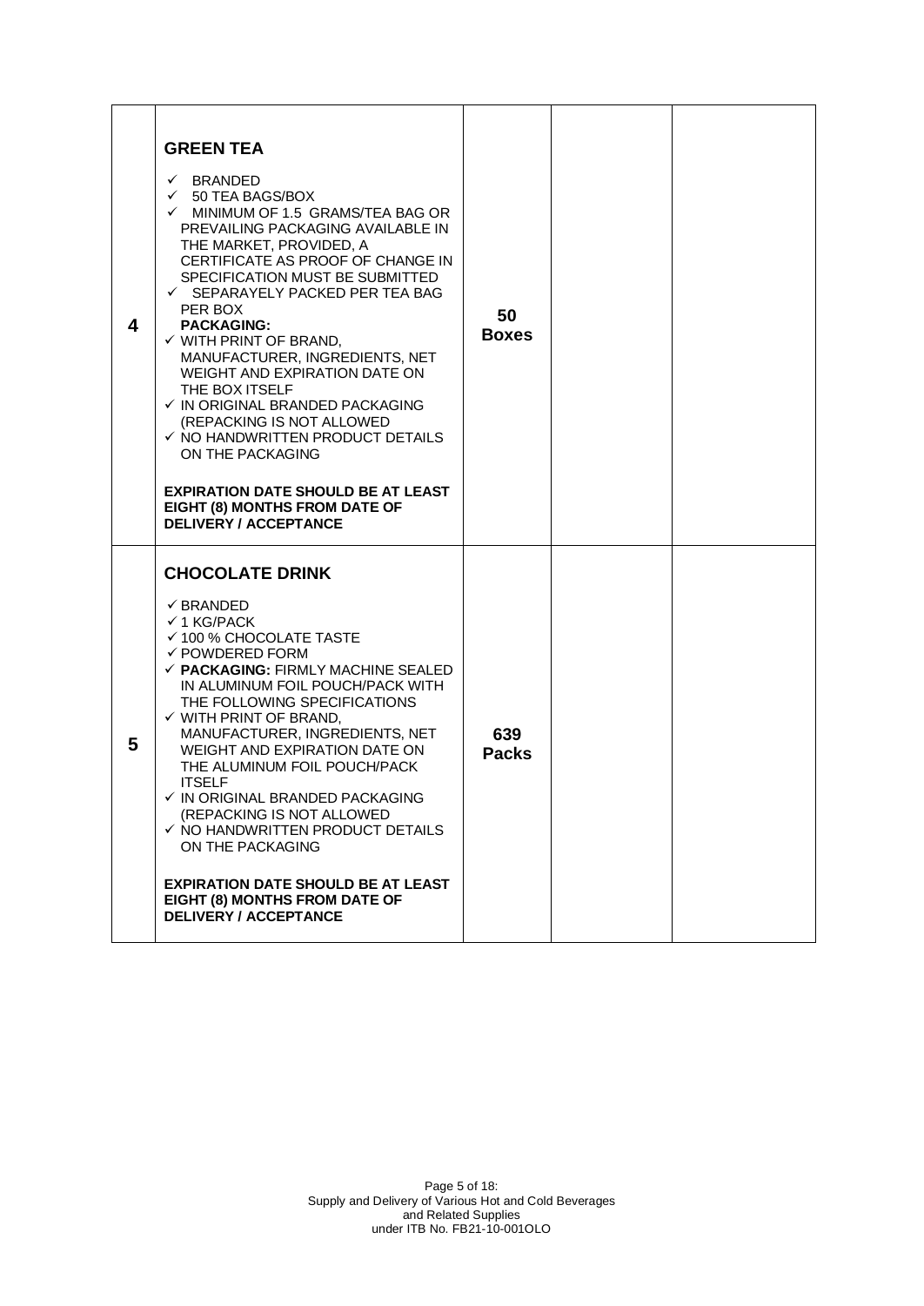| | | | | |
|---|---|---|---|---|
| 4 | **GREEN TEA**<br><br>✓ BRANDED<br>✓ 50 TEA BAGS/BOX<br>✓ MINIMUM OF 1.5 GRAMS/TEA BAG OR PREVAILING PACKAGING AVAILABLE IN THE MARKET, PROVIDED, A CERTIFICATE AS PROOF OF CHANGE IN SPECIFICATION MUST BE SUBMITTED<br>✓ SEPARAYELY PACKED PER TEA BAG PER BOX<br>**PACKAGING:**<br>✓ WITH PRINT OF BRAND, MANUFACTURER, INGREDIENTS, NET WEIGHT AND EXPIRATION DATE ON THE BOX ITSELF<br>✓ IN ORIGINAL BRANDED PACKAGING (REPACKING IS NOT ALLOWED<br>✓ NO HANDWRITTEN PRODUCT DETAILS ON THE PACKAGING<br><br>**EXPIRATION DATE SHOULD BE AT LEAST EIGHT (8) MONTHS FROM DATE OF DELIVERY / ACCEPTANCE** | **50 Boxes** | | |
| 5 | **CHOCOLATE DRINK**<br><br>✓ BRANDED<br>✓ 1 KG/PACK<br>✓ 100 % CHOCOLATE TASTE<br>✓ POWDERED FORM<br>✓ **PACKAGING:** FIRMLY MACHINE SEALED IN ALUMINUM FOIL POUCH/PACK WITH THE FOLLOWING SPECIFICATIONS<br>✓ WITH PRINT OF BRAND, MANUFACTURER, INGREDIENTS, NET WEIGHT AND EXPIRATION DATE ON THE ALUMINUM FOIL POUCH/PACK ITSELF<br>✓ IN ORIGINAL BRANDED PACKAGING (REPACKING IS NOT ALLOWED<br>✓ NO HANDWRITTEN PRODUCT DETAILS ON THE PACKAGING<br><br>**EXPIRATION DATE SHOULD BE AT LEAST EIGHT (8) MONTHS FROM DATE OF DELIVERY / ACCEPTANCE** | **639 Packs** | | |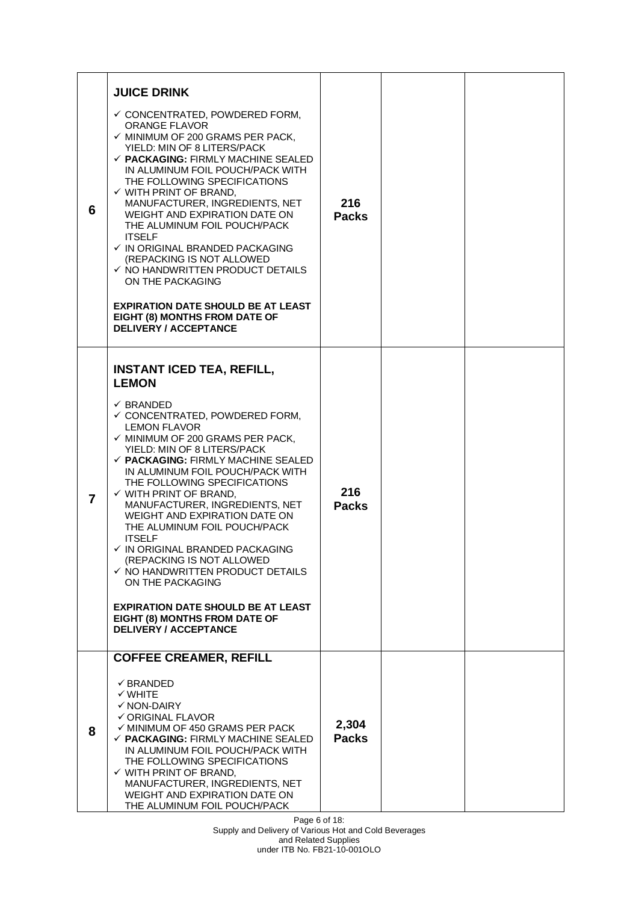| 6 | **JUICE DRINK**<br><br>✓ CONCENTRATED, POWDERED FORM, ORANGE FLAVOR<br>✓ MINIMUM OF 200 GRAMS PER PACK, YIELD: MIN OF 8 LITERS/PACK<br>✓ **PACKAGING:** FIRMLY MACHINE SEALED IN ALUMINUM FOIL POUCH/PACK WITH THE FOLLOWING SPECIFICATIONS<br>✓ WITH PRINT OF BRAND, MANUFACTURER, INGREDIENTS, NET WEIGHT AND EXPIRATION DATE ON THE ALUMINUM FOIL POUCH/PACK ITSELF<br>✓ IN ORIGINAL BRANDED PACKAGING (REPACKING IS NOT ALLOWED<br>✓ NO HANDWRITTEN PRODUCT DETAILS ON THE PACKAGING<br><br>**EXPIRATION DATE SHOULD BE AT LEAST EIGHT (8) MONTHS FROM DATE OF DELIVERY / ACCEPTANCE** | **216 Packs** | | |
|---|---|---|---|---|
| 7 | **INSTANT ICED TEA, REFILL, LEMON**<br><br>✓ BRANDED<br>✓ CONCENTRATED, POWDERED FORM, LEMON FLAVOR<br>✓ MINIMUM OF 200 GRAMS PER PACK, YIELD: MIN OF 8 LITERS/PACK<br>✓ **PACKAGING:** FIRMLY MACHINE SEALED IN ALUMINUM FOIL POUCH/PACK WITH THE FOLLOWING SPECIFICATIONS<br>✓ WITH PRINT OF BRAND, MANUFACTURER, INGREDIENTS, NET WEIGHT AND EXPIRATION DATE ON THE ALUMINUM FOIL POUCH/PACK ITSELF<br>✓ IN ORIGINAL BRANDED PACKAGING (REPACKING IS NOT ALLOWED<br>✓ NO HANDWRITTEN PRODUCT DETAILS ON THE PACKAGING<br><br>**EXPIRATION DATE SHOULD BE AT LEAST EIGHT (8) MONTHS FROM DATE OF DELIVERY / ACCEPTANCE** | **216 Packs** | | |
| 8 | **COFFEE CREAMER, REFILL**<br><br>✓ BRANDED<br>✓ WHITE<br>✓ NON-DAIRY<br>✓ ORIGINAL FLAVOR<br>✓ MINIMUM OF 450 GRAMS PER PACK<br>✓ **PACKAGING:** FIRMLY MACHINE SEALED IN ALUMINUM FOIL POUCH/PACK WITH THE FOLLOWING SPECIFICATIONS<br>✓ WITH PRINT OF BRAND, MANUFACTURER, INGREDIENTS, NET WEIGHT AND EXPIRATION DATE ON THE ALUMINUM FOIL POUCH/PACK | **2,304 Packs** | | |

Supply and Delivery of Various Hot and Cold Beverages and Related Supplies under ITB No. FB21-10-001OLO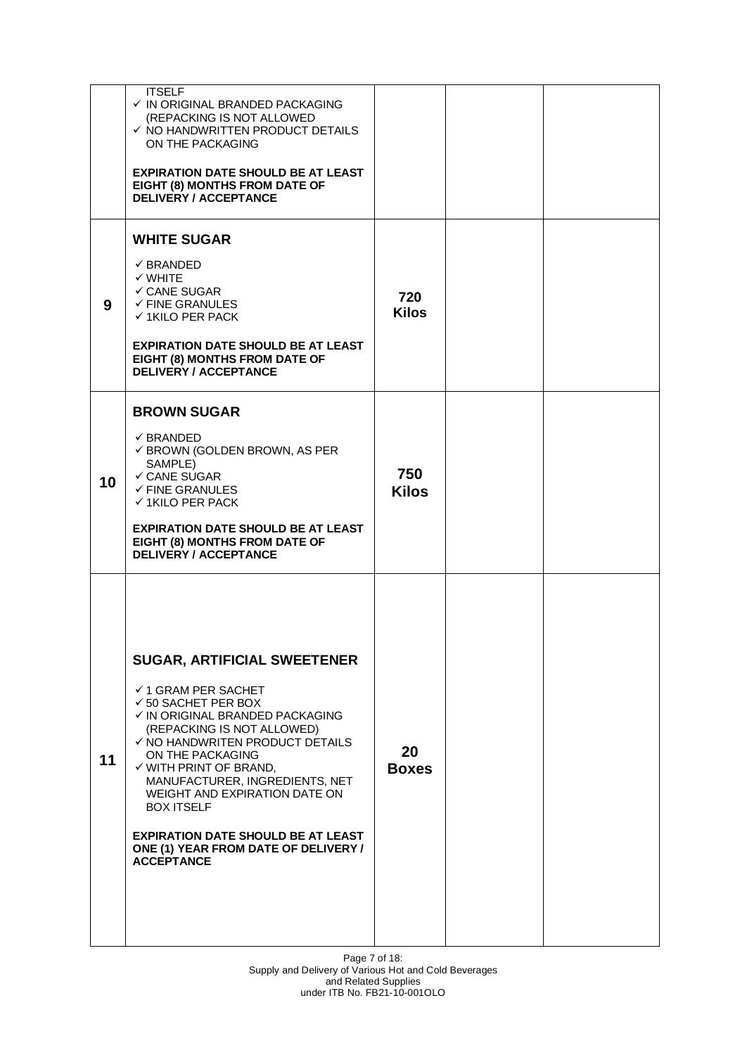| | | | | |
|---|---|---|---|---|
| | ITSELF<br>✓ IN ORIGINAL BRANDED PACKAGING (REPACKING IS NOT ALLOWED<br>✓ NO HANDWRITTEN PRODUCT DETAILS ON THE PACKAGING<br><br>**EXPIRATION DATE SHOULD BE AT LEAST EIGHT (8) MONTHS FROM DATE OF DELIVERY / ACCEPTANCE** | | | |
| **9** | **WHITE SUGAR**<br><br>✓ BRANDED<br>✓ WHITE<br>✓ CANE SUGAR<br>✓ FINE GRANULES<br>✓ 1KILO PER PACK<br><br>**EXPIRATION DATE SHOULD BE AT LEAST EIGHT (8) MONTHS FROM DATE OF DELIVERY / ACCEPTANCE** | **720 Kilos** | | |
| **10** | **BROWN SUGAR**<br><br>✓ BRANDED<br>✓ BROWN (GOLDEN BROWN, AS PER SAMPLE)<br>✓ CANE SUGAR<br>✓ FINE GRANULES<br>✓ 1KILO PER PACK<br><br>**EXPIRATION DATE SHOULD BE AT LEAST EIGHT (8) MONTHS FROM DATE OF DELIVERY / ACCEPTANCE** | **750 Kilos** | | |
| **11** | **SUGAR, ARTIFICIAL SWEETENER**<br><br>✓ 1 GRAM PER SACHET<br>✓ 50 SACHET PER BOX<br>✓ IN ORIGINAL BRANDED PACKAGING (REPACKING IS NOT ALLOWED)<br>✓ NO HANDWRITEN PRODUCT DETAILS ON THE PACKAGING<br>✓ WITH PRINT OF BRAND, MANUFACTURER, INGREDIENTS, NET WEIGHT AND EXPIRATION DATE ON BOX ITSELF<br><br>**EXPIRATION DATE SHOULD BE AT LEAST ONE (1) YEAR FROM DATE OF DELIVERY / ACCEPTANCE** | **20 Boxes** | | |

Supply and Delivery of Various Hot and Cold Beverages and Related Supplies under ITB No. FB21-10-001OLO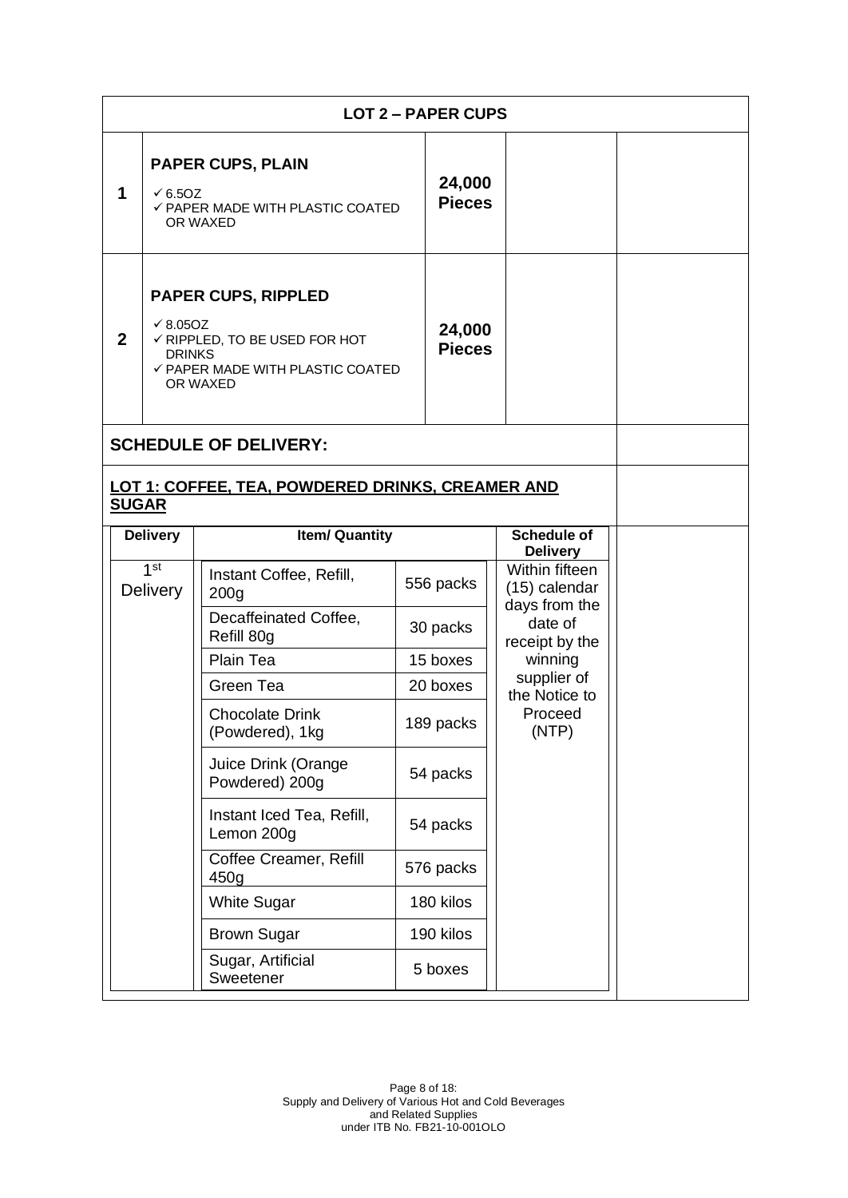| LOT 2 – PAPER CUPS | | | | |
|---|---|---|---|---|
| **1** | **PAPER CUPS, PLAIN**<br>✓ 6.5OZ<br>✓ PAPER MADE WITH PLASTIC COATED OR WAXED | **24,000 Pieces** | | |
| **2** | **PAPER CUPS, RIPPLED**<br>✓ 8.05OZ<br>✓ RIPPLED, TO BE USED FOR HOT DRINKS<br>✓ PAPER MADE WITH PLASTIC COATED OR WAXED | **24,000 Pieces** | | |

**SCHEDULE OF DELIVERY:**

**LOT 1: COFFEE, TEA, POWDERED DRINKS, CREAMER AND SUGAR**

| Delivery | Item/ Quantity | | Schedule of Delivery |
|---|---|---|---|
| 1st Delivery | Instant Coffee, Refill, 200g | 556 packs | Within fifteen (15) calendar days from the date of receipt by the winning supplier of the Notice to Proceed (NTP) |
| | Decaffeinated Coffee, Refill 80g | 30 packs | |
| | Plain Tea | 15 boxes | |
| | Green Tea | 20 boxes | |
| | Chocolate Drink (Powdered), 1kg | 189 packs | |
| | Juice Drink (Orange Powdered) 200g | 54 packs | |
| | Instant Iced Tea, Refill, Lemon 200g | 54 packs | |
| | Coffee Creamer, Refill 450g | 576 packs | |
| | White Sugar | 180 kilos | |
| | Brown Sugar | 190 kilos | |
| | Sugar, Artificial Sweetener | 5 boxes | |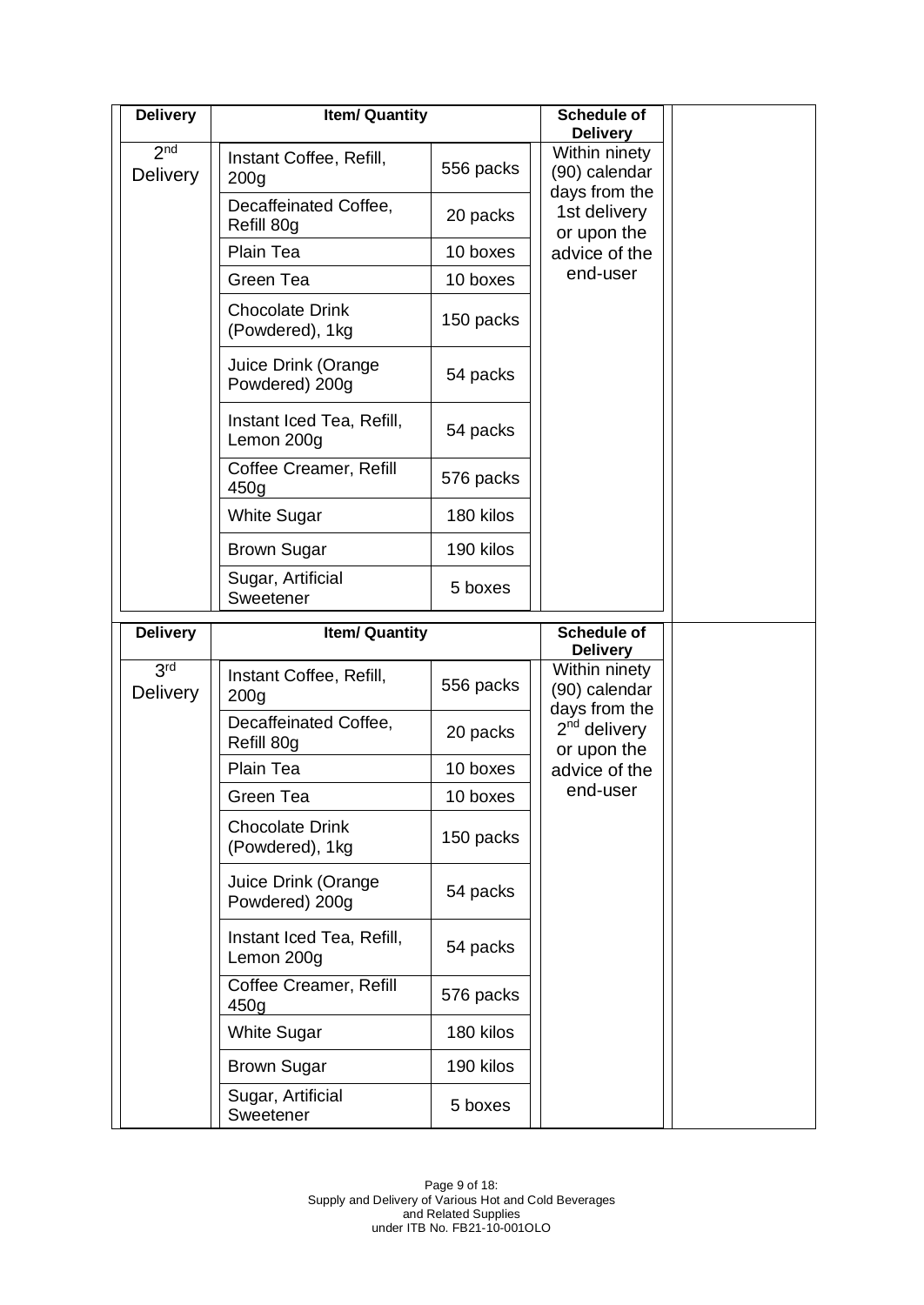| Delivery | Item/ Quantity | | Schedule of Delivery |
|---|---|---|---|
| 2nd Delivery | Instant Coffee, Refill, 200g | 556 packs | Within ninety (90) calendar days from the 1st delivery or upon the advice of the end-user |
| | Decaffeinated Coffee, Refill 80g | 20 packs | |
| | Plain Tea | 10 boxes | |
| | Green Tea | 10 boxes | |
| | Chocolate Drink (Powdered), 1kg | 150 packs | |
| | Juice Drink (Orange Powdered) 200g | 54 packs | |
| | Instant Iced Tea, Refill, Lemon 200g | 54 packs | |
| | Coffee Creamer, Refill 450g | 576 packs | |
| | White Sugar | 180 kilos | |
| | Brown Sugar | 190 kilos | |
| | Sugar, Artificial Sweetener | 5 boxes | |

| Delivery | Item/ Quantity | | Schedule of Delivery |
|---|---|---|---|
| 3rd Delivery | Instant Coffee, Refill, 200g | 556 packs | Within ninety (90) calendar days from the 2nd delivery or upon the advice of the end-user |
| | Decaffeinated Coffee, Refill 80g | 20 packs | |
| | Plain Tea | 10 boxes | |
| | Green Tea | 10 boxes | |
| | Chocolate Drink (Powdered), 1kg | 150 packs | |
| | Juice Drink (Orange Powdered) 200g | 54 packs | |
| | Instant Iced Tea, Refill, Lemon 200g | 54 packs | |
| | Coffee Creamer, Refill 450g | 576 packs | |
| | White Sugar | 180 kilos | |
| | Brown Sugar | 190 kilos | |
| | Sugar, Artificial Sweetener | 5 boxes | |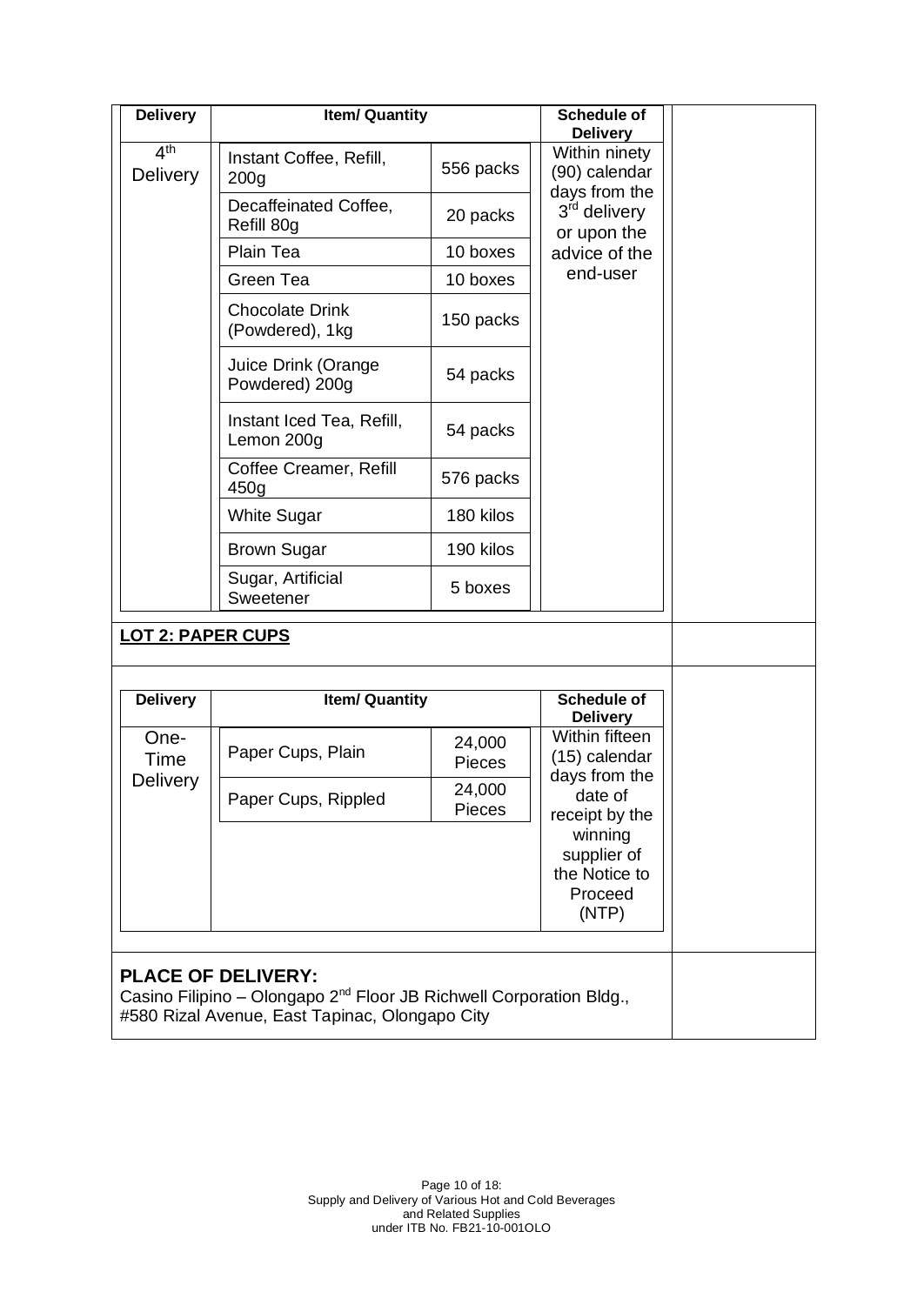| Delivery | Item/ Quantity | | Schedule of Delivery |
|---|---|---|---|
| 4th Delivery | Instant Coffee, Refill, 200g | 556 packs | Within ninety (90) calendar days from the 3rd delivery or upon the advice of the end-user |
| | Decaffeinated Coffee, Refill 80g | 20 packs | |
| | Plain Tea | 10 boxes | |
| | Green Tea | 10 boxes | |
| | Chocolate Drink (Powdered), 1kg | 150 packs | |
| | Juice Drink (Orange Powdered) 200g | 54 packs | |
| | Instant Iced Tea, Refill, Lemon 200g | 54 packs | |
| | Coffee Creamer, Refill 450g | 576 packs | |
| | White Sugar | 180 kilos | |
| | Brown Sugar | 190 kilos | |
| | Sugar, Artificial Sweetener | 5 boxes | |

**LOT 2: PAPER CUPS**

| Delivery | Item/ Quantity | | Schedule of Delivery |
|---|---|---|---|
| One-Time Delivery | Paper Cups, Plain | 24,000 Pieces | Within fifteen (15) calendar days from the date of receipt by the winning supplier of the Notice to Proceed (NTP) |
| | Paper Cups, Rippled | 24,000 Pieces | |

**PLACE OF DELIVERY:**
Casino Filipino – Olongapo 2nd Floor JB Richwell Corporation Bldg., #580 Rizal Avenue, East Tapinac, Olongapo City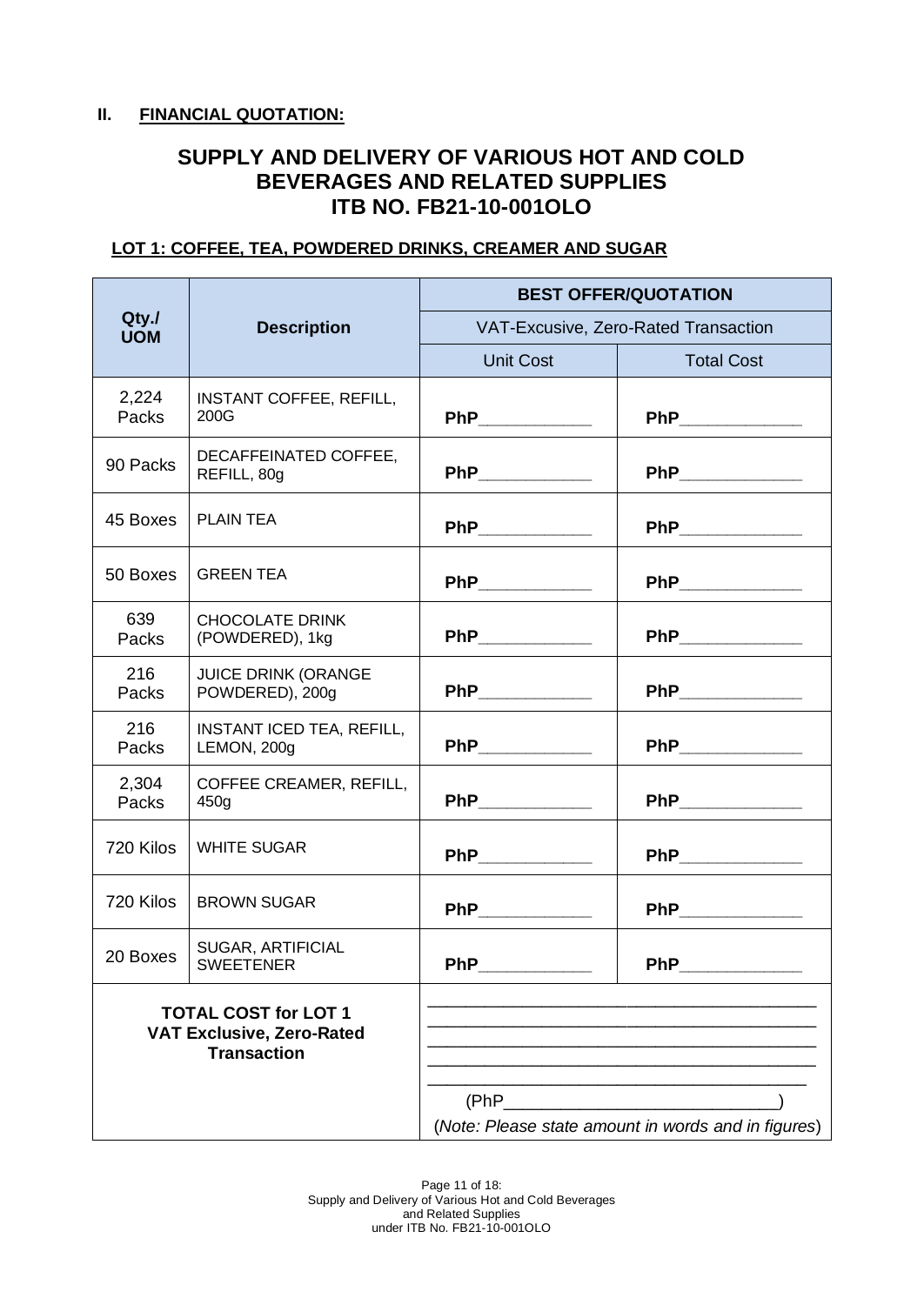## II. FINANCIAL QUOTATION:

# SUPPLY AND DELIVERY OF VARIOUS HOT AND COLD BEVERAGES AND RELATED SUPPLIES
# ITB NO. FB21-10-001OLO

### LOT 1: COFFEE, TEA, POWDERED DRINKS, CREAMER AND SUGAR

| Qty./ UOM | Description | BEST OFFER/QUOTATION | |
|---|---|---|---|
| | | VAT-Excusive, Zero-Rated Transaction | |
| | | Unit Cost | Total Cost |
| 2,224 Packs | INSTANT COFFEE, REFILL, 200G | PhP____________ | PhP_____________ |
| 90 Packs | DECAFFEINATED COFFEE, REFILL, 80g | PhP____________ | PhP_____________ |
| 45 Boxes | PLAIN TEA | PhP____________ | PhP_____________ |
| 50 Boxes | GREEN TEA | PhP____________ | PhP_____________ |
| 639 Packs | CHOCOLATE DRINK (POWDERED), 1kg | PhP____________ | PhP_____________ |
| 216 Packs | JUICE DRINK (ORANGE POWDERED), 200g | PhP____________ | PhP_____________ |
| 216 Packs | INSTANT ICED TEA, REFILL, LEMON, 200g | PhP____________ | PhP_____________ |
| 2,304 Packs | COFFEE CREAMER, REFILL, 450g | PhP____________ | PhP_____________ |
| 720 Kilos | WHITE SUGAR | PhP____________ | PhP_____________ |
| 720 Kilos | BROWN SUGAR | PhP____________ | PhP_____________ |
| 20 Boxes | SUGAR, ARTIFICIAL SWEETENER | PhP____________ | PhP_____________ |
| **TOTAL COST for LOT 1 VAT Exclusive, Zero-Rated Transaction** | | ________________________________________ ________________________________________ ________________________________________ ________________________________________ ________________________________________ (PhP____________________________) (*Note: Please state amount in words and in figures*) | |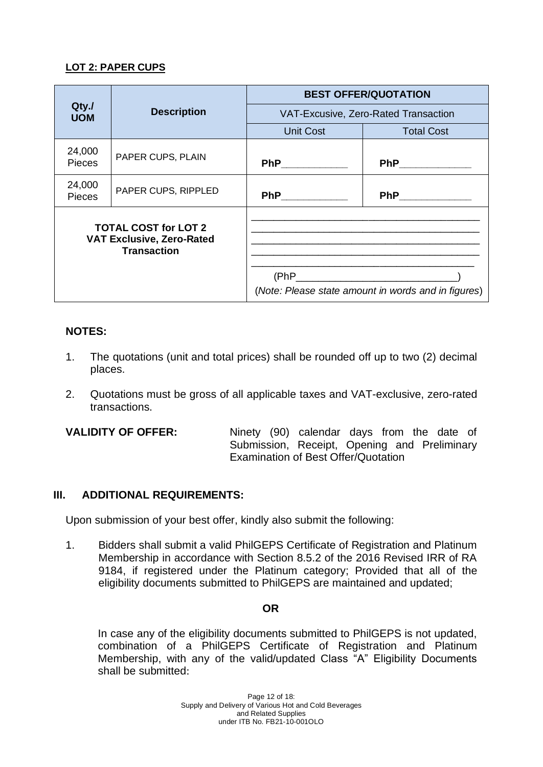**LOT 2: PAPER CUPS**

| Qty./ UOM | Description | BEST OFFER/QUOTATION | |
|---|---|---|---|
| | | VAT-Excusive, Zero-Rated Transaction | |
| | | Unit Cost | Total Cost |
| 24,000 Pieces | PAPER CUPS, PLAIN | **PhP**____________ | **PhP**_____________ |
| 24,000 Pieces | PAPER CUPS, RIPPLED | **PhP**____________ | **PhP**_____________ |
| **TOTAL COST for LOT 2 VAT Exclusive, Zero-Rated Transaction** | | ________________________________________ ________________________________________ ________________________________________ ________________________________________ ________________________________________ (PhP_____________________________) (*Note: Please state amount in words and in figures*) | |

**NOTES:**

1. The quotations (unit and total prices) shall be rounded off up to two (2) decimal places.
2. Quotations must be gross of all applicable taxes and VAT-exclusive, zero-rated transactions.

**VALIDITY OF OFFER:** Ninety (90) calendar days from the date of Submission, Receipt, Opening and Preliminary Examination of Best Offer/Quotation

## III. ADDITIONAL REQUIREMENTS:

Upon submission of your best offer, kindly also submit the following:

1. Bidders shall submit a valid PhilGEPS Certificate of Registration and Platinum Membership in accordance with Section 8.5.2 of the 2016 Revised IRR of RA 9184, if registered under the Platinum category; Provided that all of the eligibility documents submitted to PhilGEPS are maintained and updated;

**OR**

In case any of the eligibility documents submitted to PhilGEPS is not updated, combination of a PhilGEPS Certificate of Registration and Platinum Membership, with any of the valid/updated Class "A" Eligibility Documents shall be submitted: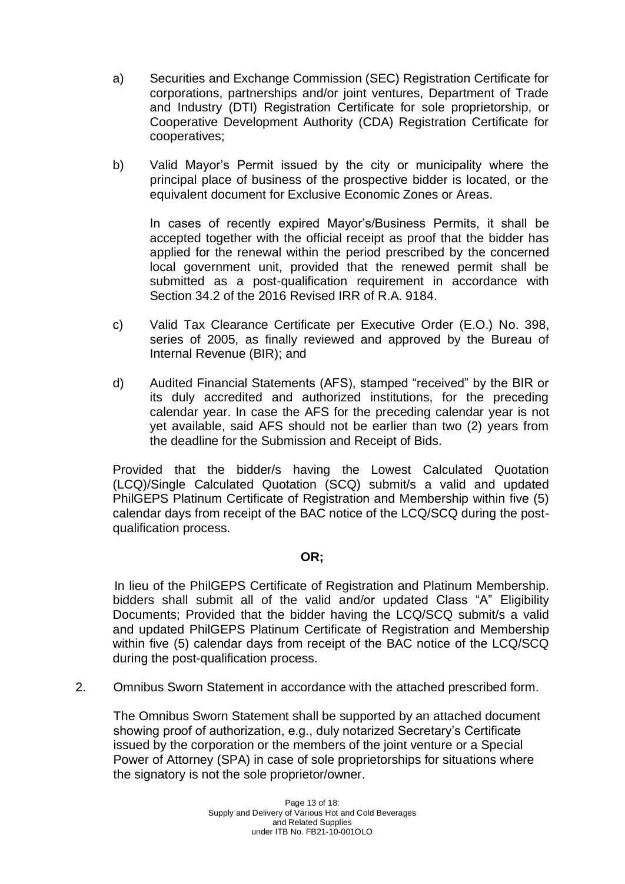a) Securities and Exchange Commission (SEC) Registration Certificate for corporations, partnerships and/or joint ventures, Department of Trade and Industry (DTI) Registration Certificate for sole proprietorship, or Cooperative Development Authority (CDA) Registration Certificate for cooperatives;

b) Valid Mayor's Permit issued by the city or municipality where the principal place of business of the prospective bidder is located, or the equivalent document for Exclusive Economic Zones or Areas.

   In cases of recently expired Mayor's/Business Permits, it shall be accepted together with the official receipt as proof that the bidder has applied for the renewal within the period prescribed by the concerned local government unit, provided that the renewed permit shall be submitted as a post-qualification requirement in accordance with Section 34.2 of the 2016 Revised IRR of R.A. 9184.

c) Valid Tax Clearance Certificate per Executive Order (E.O.) No. 398, series of 2005, as finally reviewed and approved by the Bureau of Internal Revenue (BIR); and

d) Audited Financial Statements (AFS), stamped "received" by the BIR or its duly accredited and authorized institutions, for the preceding calendar year. In case the AFS for the preceding calendar year is not yet available, said AFS should not be earlier than two (2) years from the deadline for the Submission and Receipt of Bids.

Provided that the bidder/s having the Lowest Calculated Quotation (LCQ)/Single Calculated Quotation (SCQ) submit/s a valid and updated PhilGEPS Platinum Certificate of Registration and Membership within five (5) calendar days from receipt of the BAC notice of the LCQ/SCQ during the post-qualification process.

**OR;**

In lieu of the PhilGEPS Certificate of Registration and Platinum Membership. bidders shall submit all of the valid and/or updated Class "A" Eligibility Documents; Provided that the bidder having the LCQ/SCQ submit/s a valid and updated PhilGEPS Platinum Certificate of Registration and Membership within five (5) calendar days from receipt of the BAC notice of the LCQ/SCQ during the post-qualification process.

2. Omnibus Sworn Statement in accordance with the attached prescribed form.

   The Omnibus Sworn Statement shall be supported by an attached document showing proof of authorization, e.g., duly notarized Secretary's Certificate issued by the corporation or the members of the joint venture or a Special Power of Attorney (SPA) in case of sole proprietorships for situations where the signatory is not the sole proprietor/owner.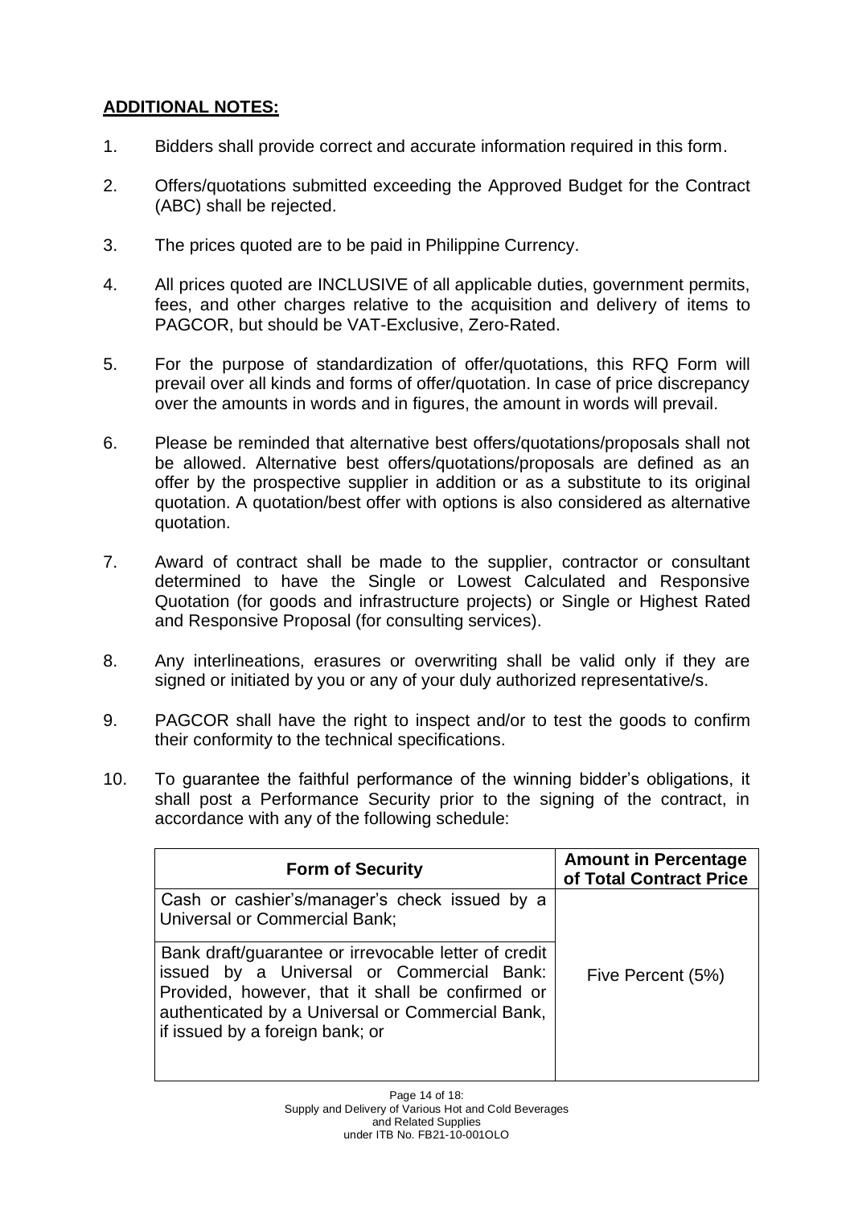**ADDITIONAL NOTES:**

1. Bidders shall provide correct and accurate information required in this form.

2. Offers/quotations submitted exceeding the Approved Budget for the Contract (ABC) shall be rejected.

3. The prices quoted are to be paid in Philippine Currency.

4. All prices quoted are INCLUSIVE of all applicable duties, government permits, fees, and other charges relative to the acquisition and delivery of items to PAGCOR, but should be VAT-Exclusive, Zero-Rated.

5. For the purpose of standardization of offer/quotations, this RFQ Form will prevail over all kinds and forms of offer/quotation. In case of price discrepancy over the amounts in words and in figures, the amount in words will prevail.

6. Please be reminded that alternative best offers/quotations/proposals shall not be allowed. Alternative best offers/quotations/proposals are defined as an offer by the prospective supplier in addition or as a substitute to its original quotation. A quotation/best offer with options is also considered as alternative quotation.

7. Award of contract shall be made to the supplier, contractor or consultant determined to have the Single or Lowest Calculated and Responsive Quotation (for goods and infrastructure projects) or Single or Highest Rated and Responsive Proposal (for consulting services).

8. Any interlineations, erasures or overwriting shall be valid only if they are signed or initiated by you or any of your duly authorized representative/s.

9. PAGCOR shall have the right to inspect and/or to test the goods to confirm their conformity to the technical specifications.

10. To guarantee the faithful performance of the winning bidder's obligations, it shall post a Performance Security prior to the signing of the contract, in accordance with any of the following schedule:

| Form of Security | Amount in Percentage of Total Contract Price |
|---|---|
| Cash or cashier's/manager's check issued by a Universal or Commercial Bank; | Five Percent (5%) |
| Bank draft/guarantee or irrevocable letter of credit issued by a Universal or Commercial Bank: Provided, however, that it shall be confirmed or authenticated by a Universal or Commercial Bank, if issued by a foreign bank; or | |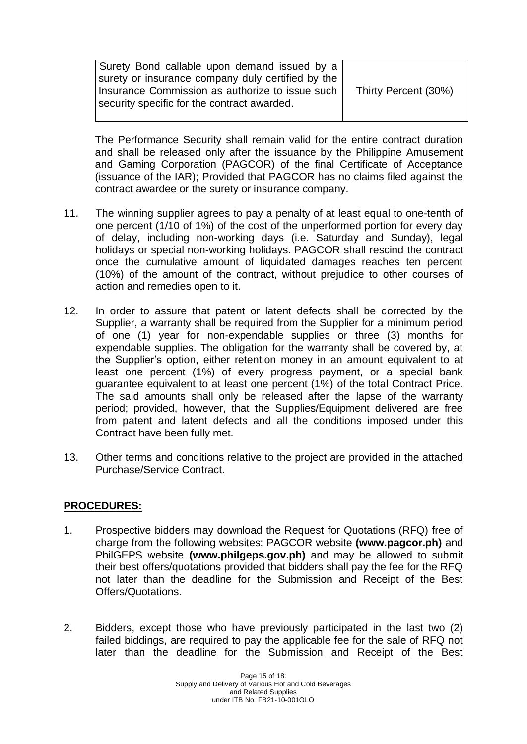| Surety Bond callable upon demand issued by a surety or insurance company duly certified by the Insurance Commission as authorize to issue such security specific for the contract awarded. | Thirty Percent (30%) |
|---|---|

The Performance Security shall remain valid for the entire contract duration and shall be released only after the issuance by the Philippine Amusement and Gaming Corporation (PAGCOR) of the final Certificate of Acceptance (issuance of the IAR); Provided that PAGCOR has no claims filed against the contract awardee or the surety or insurance company.

11. The winning supplier agrees to pay a penalty of at least equal to one-tenth of one percent (1/10 of 1%) of the cost of the unperformed portion for every day of delay, including non-working days (i.e. Saturday and Sunday), legal holidays or special non-working holidays. PAGCOR shall rescind the contract once the cumulative amount of liquidated damages reaches ten percent (10%) of the amount of the contract, without prejudice to other courses of action and remedies open to it.

12. In order to assure that patent or latent defects shall be corrected by the Supplier, a warranty shall be required from the Supplier for a minimum period of one (1) year for non-expendable supplies or three (3) months for expendable supplies. The obligation for the warranty shall be covered by, at the Supplier's option, either retention money in an amount equivalent to at least one percent (1%) of every progress payment, or a special bank guarantee equivalent to at least one percent (1%) of the total Contract Price. The said amounts shall only be released after the lapse of the warranty period; provided, however, that the Supplies/Equipment delivered are free from patent and latent defects and all the conditions imposed under this Contract have been fully met.

13. Other terms and conditions relative to the project are provided in the attached Purchase/Service Contract.

## PROCEDURES:

1. Prospective bidders may download the Request for Quotations (RFQ) free of charge from the following websites: PAGCOR website **(www.pagcor.ph)** and PhilGEPS website **(www.philgeps.gov.ph)** and may be allowed to submit their best offers/quotations provided that bidders shall pay the fee for the RFQ not later than the deadline for the Submission and Receipt of the Best Offers/Quotations.

2. Bidders, except those who have previously participated in the last two (2) failed biddings, are required to pay the applicable fee for the sale of RFQ not later than the deadline for the Submission and Receipt of the Best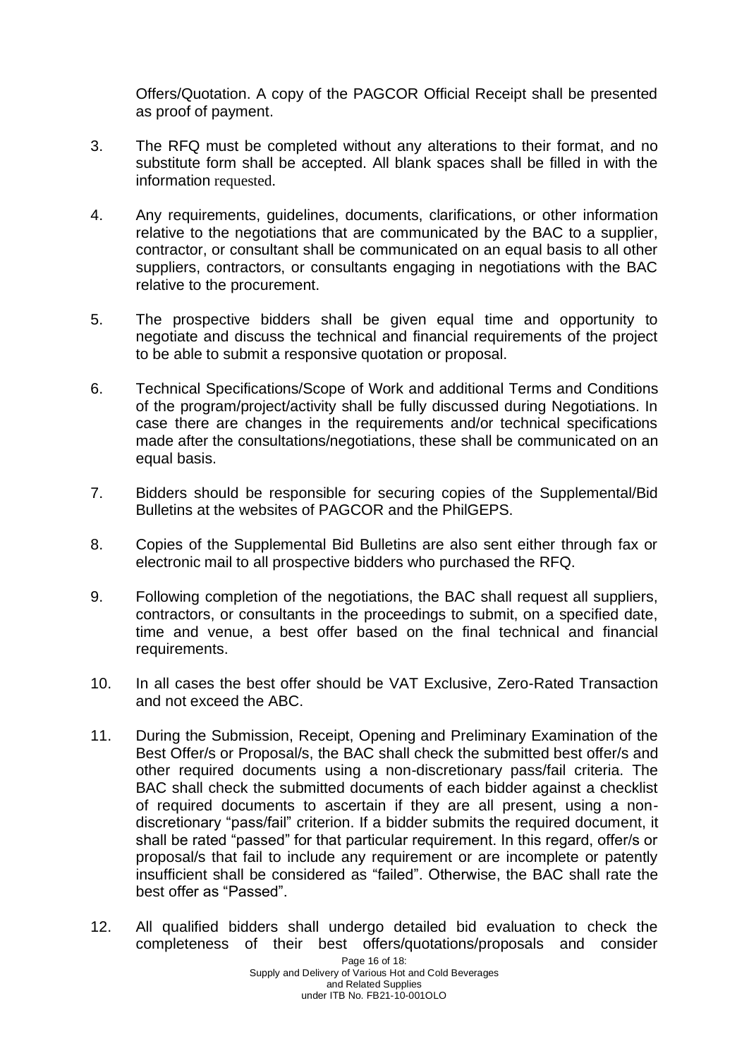Offers/Quotation. A copy of the PAGCOR Official Receipt shall be presented as proof of payment.

3. The RFQ must be completed without any alterations to their format, and no substitute form shall be accepted. All blank spaces shall be filled in with the information requested.

4. Any requirements, guidelines, documents, clarifications, or other information relative to the negotiations that are communicated by the BAC to a supplier, contractor, or consultant shall be communicated on an equal basis to all other suppliers, contractors, or consultants engaging in negotiations with the BAC relative to the procurement.

5. The prospective bidders shall be given equal time and opportunity to negotiate and discuss the technical and financial requirements of the project to be able to submit a responsive quotation or proposal.

6. Technical Specifications/Scope of Work and additional Terms and Conditions of the program/project/activity shall be fully discussed during Negotiations. In case there are changes in the requirements and/or technical specifications made after the consultations/negotiations, these shall be communicated on an equal basis.

7. Bidders should be responsible for securing copies of the Supplemental/Bid Bulletins at the websites of PAGCOR and the PhilGEPS.

8. Copies of the Supplemental Bid Bulletins are also sent either through fax or electronic mail to all prospective bidders who purchased the RFQ.

9. Following completion of the negotiations, the BAC shall request all suppliers, contractors, or consultants in the proceedings to submit, on a specified date, time and venue, a best offer based on the final technical and financial requirements.

10. In all cases the best offer should be VAT Exclusive, Zero-Rated Transaction and not exceed the ABC.

11. During the Submission, Receipt, Opening and Preliminary Examination of the Best Offer/s or Proposal/s, the BAC shall check the submitted best offer/s and other required documents using a non-discretionary pass/fail criteria. The BAC shall check the submitted documents of each bidder against a checklist of required documents to ascertain if they are all present, using a non-discretionary "pass/fail" criterion. If a bidder submits the required document, it shall be rated "passed" for that particular requirement. In this regard, offer/s or proposal/s that fail to include any requirement or are incomplete or patently insufficient shall be considered as "failed". Otherwise, the BAC shall rate the best offer as "Passed".

12. All qualified bidders shall undergo detailed bid evaluation to check the completeness of their best offers/quotations/proposals and consider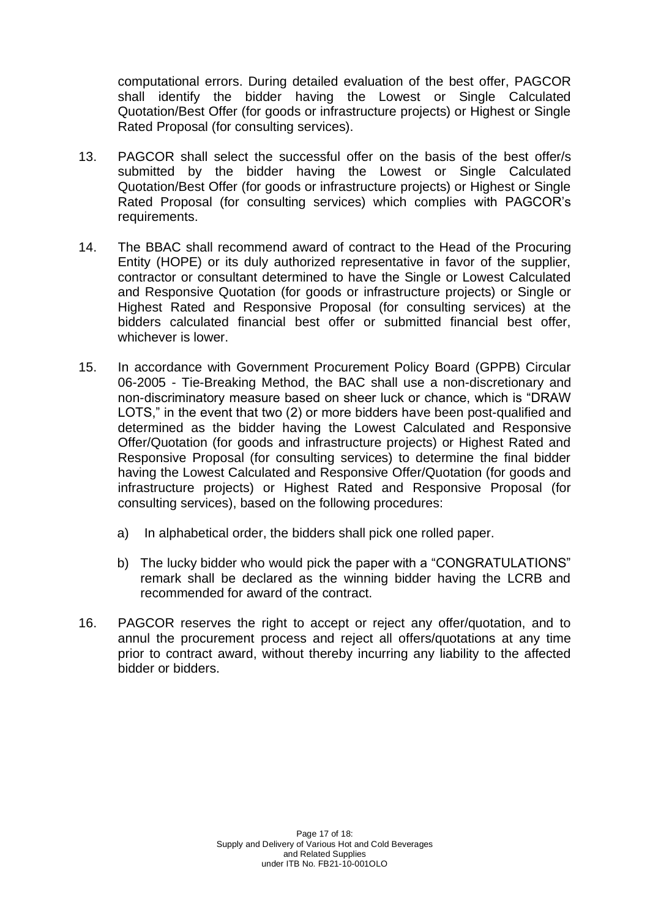computational errors. During detailed evaluation of the best offer, PAGCOR shall identify the bidder having the Lowest or Single Calculated Quotation/Best Offer (for goods or infrastructure projects) or Highest or Single Rated Proposal (for consulting services).

13. PAGCOR shall select the successful offer on the basis of the best offer/s submitted by the bidder having the Lowest or Single Calculated Quotation/Best Offer (for goods or infrastructure projects) or Highest or Single Rated Proposal (for consulting services) which complies with PAGCOR's requirements.

14. The BBAC shall recommend award of contract to the Head of the Procuring Entity (HOPE) or its duly authorized representative in favor of the supplier, contractor or consultant determined to have the Single or Lowest Calculated and Responsive Quotation (for goods or infrastructure projects) or Single or Highest Rated and Responsive Proposal (for consulting services) at the bidders calculated financial best offer or submitted financial best offer, whichever is lower.

15. In accordance with Government Procurement Policy Board (GPPB) Circular 06-2005 - Tie-Breaking Method, the BAC shall use a non-discretionary and non-discriminatory measure based on sheer luck or chance, which is "DRAW LOTS," in the event that two (2) or more bidders have been post-qualified and determined as the bidder having the Lowest Calculated and Responsive Offer/Quotation (for goods and infrastructure projects) or Highest Rated and Responsive Proposal (for consulting services) to determine the final bidder having the Lowest Calculated and Responsive Offer/Quotation (for goods and infrastructure projects) or Highest Rated and Responsive Proposal (for consulting services), based on the following procedures:

    a) In alphabetical order, the bidders shall pick one rolled paper.

    b) The lucky bidder who would pick the paper with a "CONGRATULATIONS" remark shall be declared as the winning bidder having the LCRB and recommended for award of the contract.

16. PAGCOR reserves the right to accept or reject any offer/quotation, and to annul the procurement process and reject all offers/quotations at any time prior to contract award, without thereby incurring any liability to the affected bidder or bidders.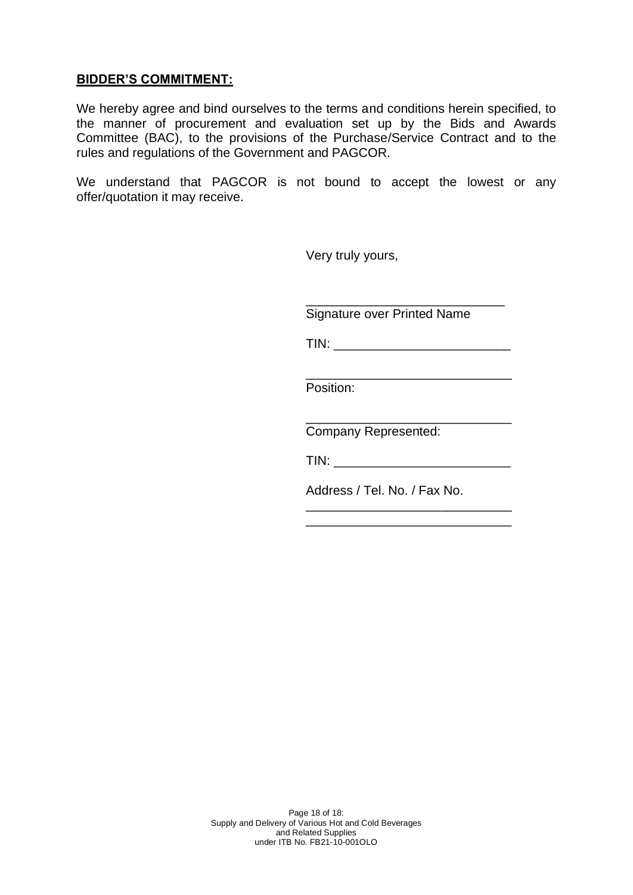**BIDDER'S COMMITMENT:**

We hereby agree and bind ourselves to the terms and conditions herein specified, to the manner of procurement and evaluation set up by the Bids and Awards Committee (BAC), to the provisions of the Purchase/Service Contract and to the rules and regulations of the Government and PAGCOR.

We understand that PAGCOR is not bound to accept the lowest or any offer/quotation it may receive.

Very truly yours,

___________________________
Signature over Printed Name

TIN: ________________________

____________________________
Position:

____________________________
Company Represented:

TIN: ________________________

Address / Tel. No. / Fax No.
____________________________
____________________________